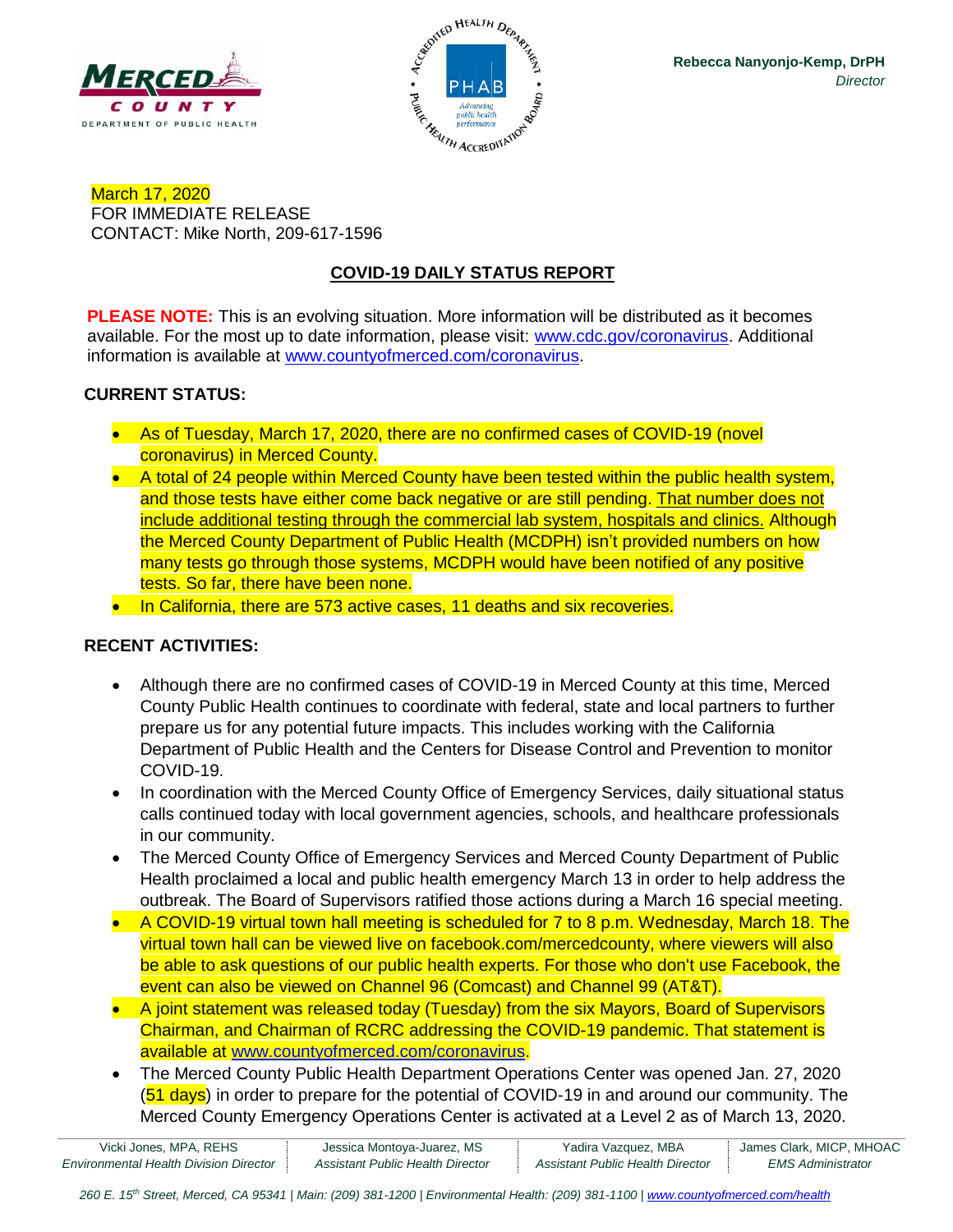**Rebecca Nanyonjo-Kemp, DrPH**
*Director*

March 17, 2020
FOR IMMEDIATE RELEASE
CONTACT: Mike North, 209-617-1596

## COVID-19 DAILY STATUS REPORT

**PLEASE NOTE:** This is an evolving situation. More information will be distributed as it becomes available. For the most up to date information, please visit: www.cdc.gov/coronavirus. Additional information is available at www.countyofmerced.com/coronavirus.

### CURRENT STATUS:

- As of Tuesday, March 17, 2020, there are no confirmed cases of COVID-19 (novel coronavirus) in Merced County.
- A total of 24 people within Merced County have been tested within the public health system, and those tests have either come back negative or are still pending. That number does not include additional testing through the commercial lab system, hospitals and clinics. Although the Merced County Department of Public Health (MCDPH) isn't provided numbers on how many tests go through those systems, MCDPH would have been notified of any positive tests. So far, there have been none.
- In California, there are 573 active cases, 11 deaths and six recoveries.

### RECENT ACTIVITIES:

- Although there are no confirmed cases of COVID-19 in Merced County at this time, Merced County Public Health continues to coordinate with federal, state and local partners to further prepare us for any potential future impacts. This includes working with the California Department of Public Health and the Centers for Disease Control and Prevention to monitor COVID-19.
- In coordination with the Merced County Office of Emergency Services, daily situational status calls continued today with local government agencies, schools, and healthcare professionals in our community.
- The Merced County Office of Emergency Services and Merced County Department of Public Health proclaimed a local and public health emergency March 13 in order to help address the outbreak. The Board of Supervisors ratified those actions during a March 16 special meeting.
- A COVID-19 virtual town hall meeting is scheduled for 7 to 8 p.m. Wednesday, March 18. The virtual town hall can be viewed live on facebook.com/mercedcounty, where viewers will also be able to ask questions of our public health experts. For those who don't use Facebook, the event can also be viewed on Channel 96 (Comcast) and Channel 99 (AT&T).
- A joint statement was released today (Tuesday) from the six Mayors, Board of Supervisors Chairman, and Chairman of RCRC addressing the COVID-19 pandemic. That statement is available at www.countyofmerced.com/coronavirus.
- The Merced County Public Health Department Operations Center was opened Jan. 27, 2020 (51 days) in order to prepare for the potential of COVID-19 in and around our community. The Merced County Emergency Operations Center is activated at a Level 2 as of March 13, 2020.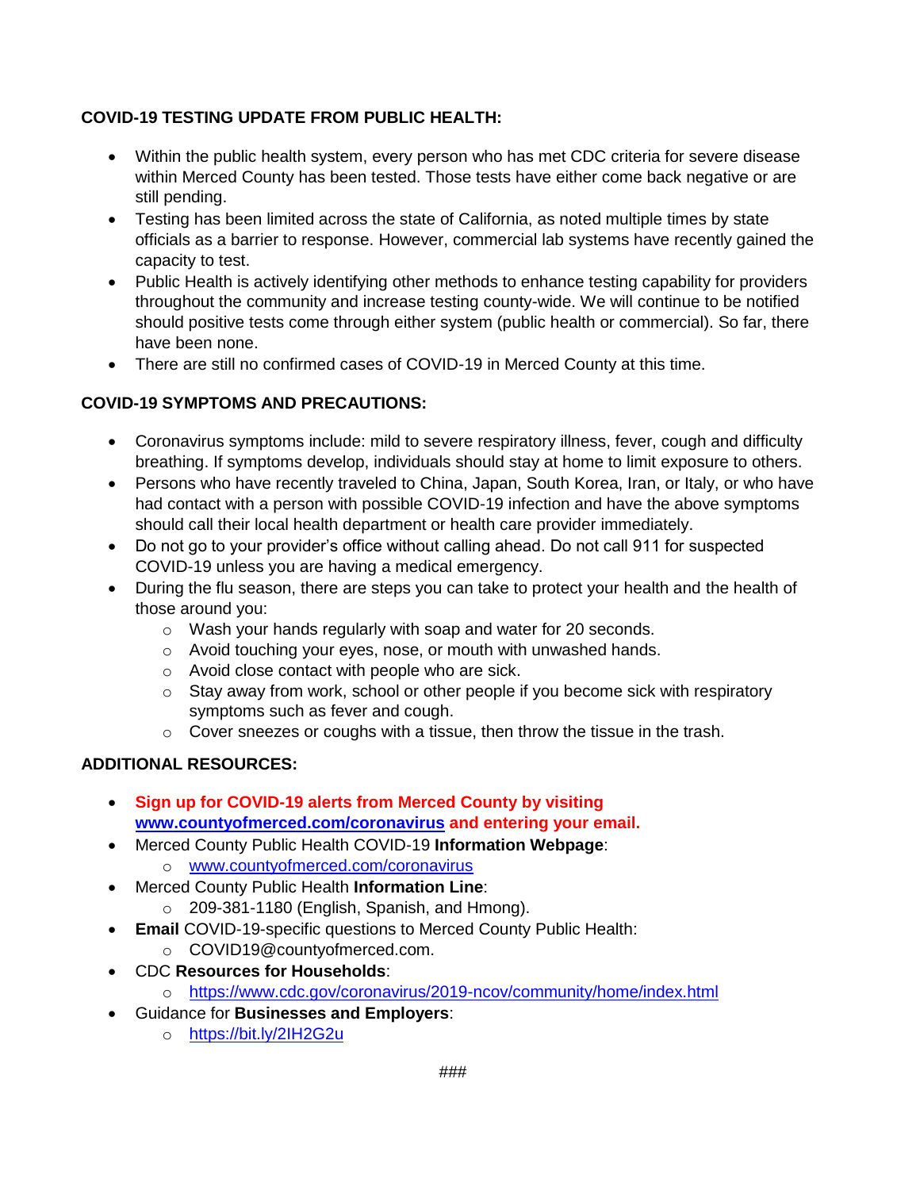**COVID-19 TESTING UPDATE FROM PUBLIC HEALTH:**

- Within the public health system, every person who has met CDC criteria for severe disease within Merced County has been tested. Those tests have either come back negative or are still pending.
- Testing has been limited across the state of California, as noted multiple times by state officials as a barrier to response. However, commercial lab systems have recently gained the capacity to test.
- Public Health is actively identifying other methods to enhance testing capability for providers throughout the community and increase testing county-wide. We will continue to be notified should positive tests come through either system (public health or commercial). So far, there have been none.
- There are still no confirmed cases of COVID-19 in Merced County at this time.

**COVID-19 SYMPTOMS AND PRECAUTIONS:**

- Coronavirus symptoms include: mild to severe respiratory illness, fever, cough and difficulty breathing. If symptoms develop, individuals should stay at home to limit exposure to others.
- Persons who have recently traveled to China, Japan, South Korea, Iran, or Italy, or who have had contact with a person with possible COVID-19 infection and have the above symptoms should call their local health department or health care provider immediately.
- Do not go to your provider's office without calling ahead. Do not call 911 for suspected COVID-19 unless you are having a medical emergency.
- During the flu season, there are steps you can take to protect your health and the health of those around you:
  - Wash your hands regularly with soap and water for 20 seconds.
  - Avoid touching your eyes, nose, or mouth with unwashed hands.
  - Avoid close contact with people who are sick.
  - Stay away from work, school or other people if you become sick with respiratory symptoms such as fever and cough.
  - Cover sneezes or coughs with a tissue, then throw the tissue in the trash.

**ADDITIONAL RESOURCES:**

- **Sign up for COVID-19 alerts from Merced County by visiting [www.countyofmerced.com/coronavirus](www.countyofmerced.com/coronavirus) and entering your email.**
- Merced County Public Health COVID-19 **Information Webpage**:
  - [www.countyofmerced.com/coronavirus](www.countyofmerced.com/coronavirus)
- Merced County Public Health **Information Line**:
  - 209-381-1180 (English, Spanish, and Hmong).
- **Email** COVID-19-specific questions to Merced County Public Health:
  - COVID19@countyofmerced.com.
- CDC **Resources for Households**:
  - [https://www.cdc.gov/coronavirus/2019-ncov/community/home/index.html](https://www.cdc.gov/coronavirus/2019-ncov/community/home/index.html)
- Guidance for **Businesses and Employers**:
  - [https://bit.ly/2IH2G2u](https://bit.ly/2IH2G2u)

###